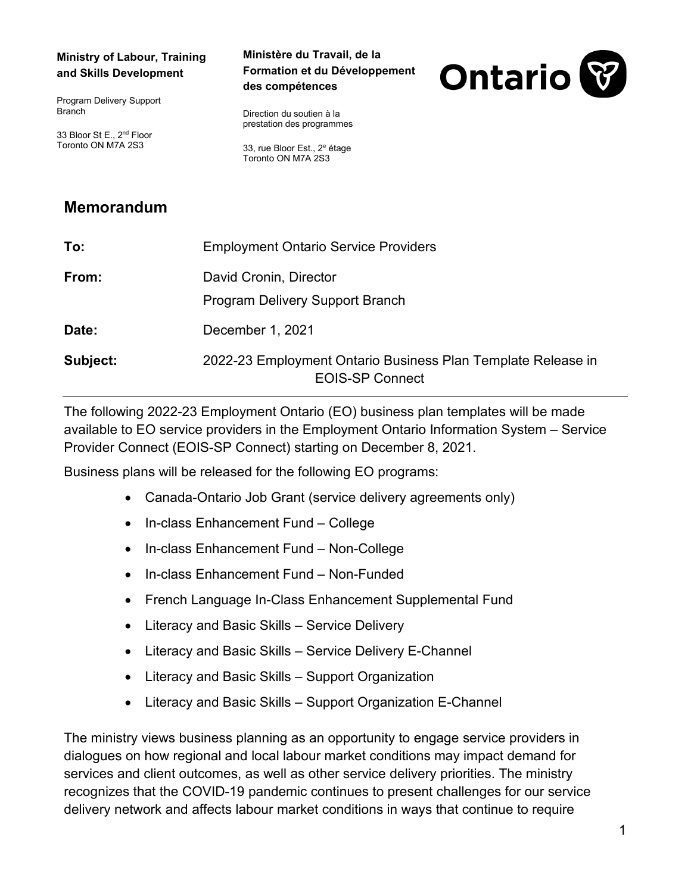**Ministry of Labour, Training and Skills Development**

Program Delivery Support Branch

33 Bloor St E., 2nd Floor
Toronto ON M7A 2S3

**Ministère du Travail, de la Formation et du Développement des compétences**

Direction du soutien à la prestation des programmes

33, rue Bloor Est., 2e étage
Toronto ON M7A 2S3

## Memorandum

**To:** Employment Ontario Service Providers

**From:** David Cronin, Director
Program Delivery Support Branch

**Date:** December 1, 2021

**Subject:** 2022-23 Employment Ontario Business Plan Template Release in EOIS-SP Connect

---

The following 2022-23 Employment Ontario (EO) business plan templates will be made available to EO service providers in the Employment Ontario Information System – Service Provider Connect (EOIS-SP Connect) starting on December 8, 2021.

Business plans will be released for the following EO programs:

- Canada-Ontario Job Grant (service delivery agreements only)
- In-class Enhancement Fund – College
- In-class Enhancement Fund – Non-College
- In-class Enhancement Fund – Non-Funded
- French Language In-Class Enhancement Supplemental Fund
- Literacy and Basic Skills – Service Delivery
- Literacy and Basic Skills – Service Delivery E-Channel
- Literacy and Basic Skills – Support Organization
- Literacy and Basic Skills – Support Organization E-Channel

The ministry views business planning as an opportunity to engage service providers in dialogues on how regional and local labour market conditions may impact demand for services and client outcomes, as well as other service delivery priorities. The ministry recognizes that the COVID-19 pandemic continues to present challenges for our service delivery network and affects labour market conditions in ways that continue to require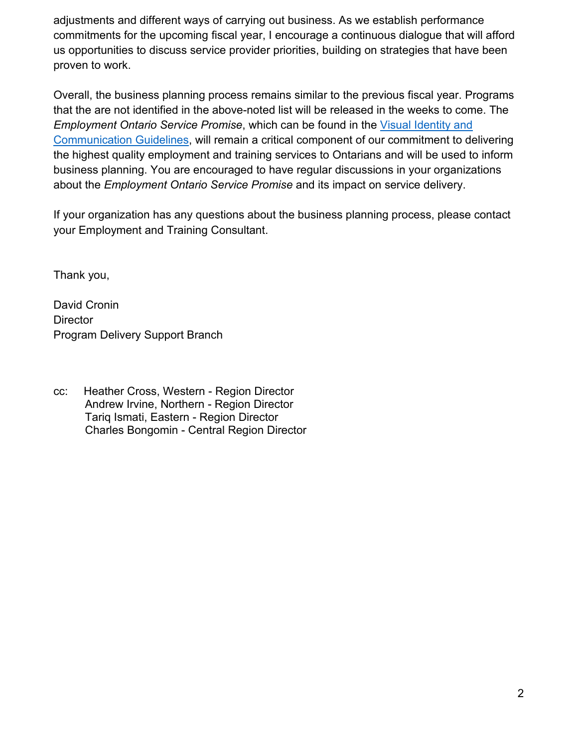adjustments and different ways of carrying out business. As we establish performance commitments for the upcoming fiscal year, I encourage a continuous dialogue that will afford us opportunities to discuss service provider priorities, building on strategies that have been proven to work.

Overall, the business planning process remains similar to the previous fiscal year. Programs that the are not identified in the above-noted list will be released in the weeks to come. The *Employment Ontario Service Promise*, which can be found in the [Visual Identity and Communication Guidelines](), will remain a critical component of our commitment to delivering the highest quality employment and training services to Ontarians and will be used to inform business planning. You are encouraged to have regular discussions in your organizations about the *Employment Ontario Service Promise* and its impact on service delivery.

If your organization has any questions about the business planning process, please contact your Employment and Training Consultant.

Thank you,

David Cronin  
Director  
Program Delivery Support Branch

cc: Heather Cross, Western - Region Director  
Andrew Irvine, Northern - Region Director  
Tariq Ismati, Eastern - Region Director  
Charles Bongomin - Central Region Director